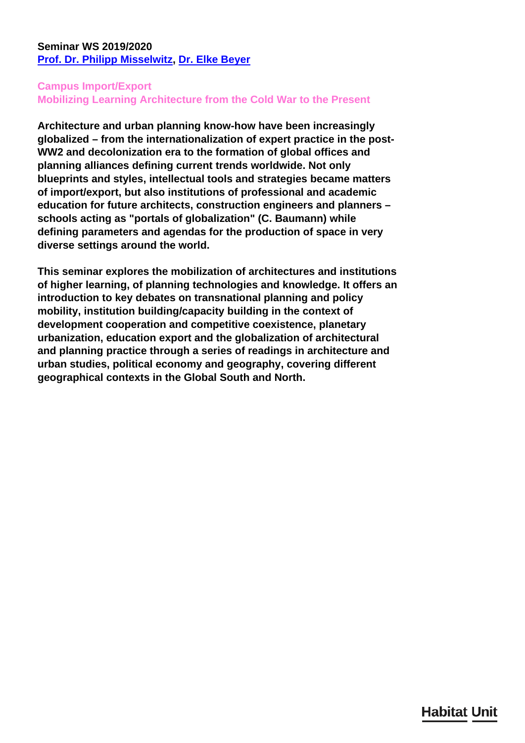**Seminar WS 2019/2020**
**[Prof. Dr. Philipp Misselwitz](), [Dr. Elke Beyer]()**

## Campus Import/Export
## Mobilizing Learning Architecture from the Cold War to the Present

**Architecture and urban planning know-how have been increasingly globalized – from the internationalization of expert practice in the post-WW2 and decolonization era to the formation of global offices and planning alliances defining current trends worldwide. Not only blueprints and styles, intellectual tools and strategies became matters of import/export, but also institutions of professional and academic education for future architects, construction engineers and planners – schools acting as "portals of globalization" (C. Baumann) while defining parameters and agendas for the production of space in very diverse settings around the world.**

**This seminar explores the mobilization of architectures and institutions of higher learning, of planning technologies and knowledge. It offers an introduction to key debates on transnational planning and policy mobility, institution building/capacity building in the context of development cooperation and competitive coexistence, planetary urbanization, education export and the globalization of architectural and planning practice through a series of readings in architecture and urban studies, political economy and geography, covering different geographical contexts in the Global South and North.**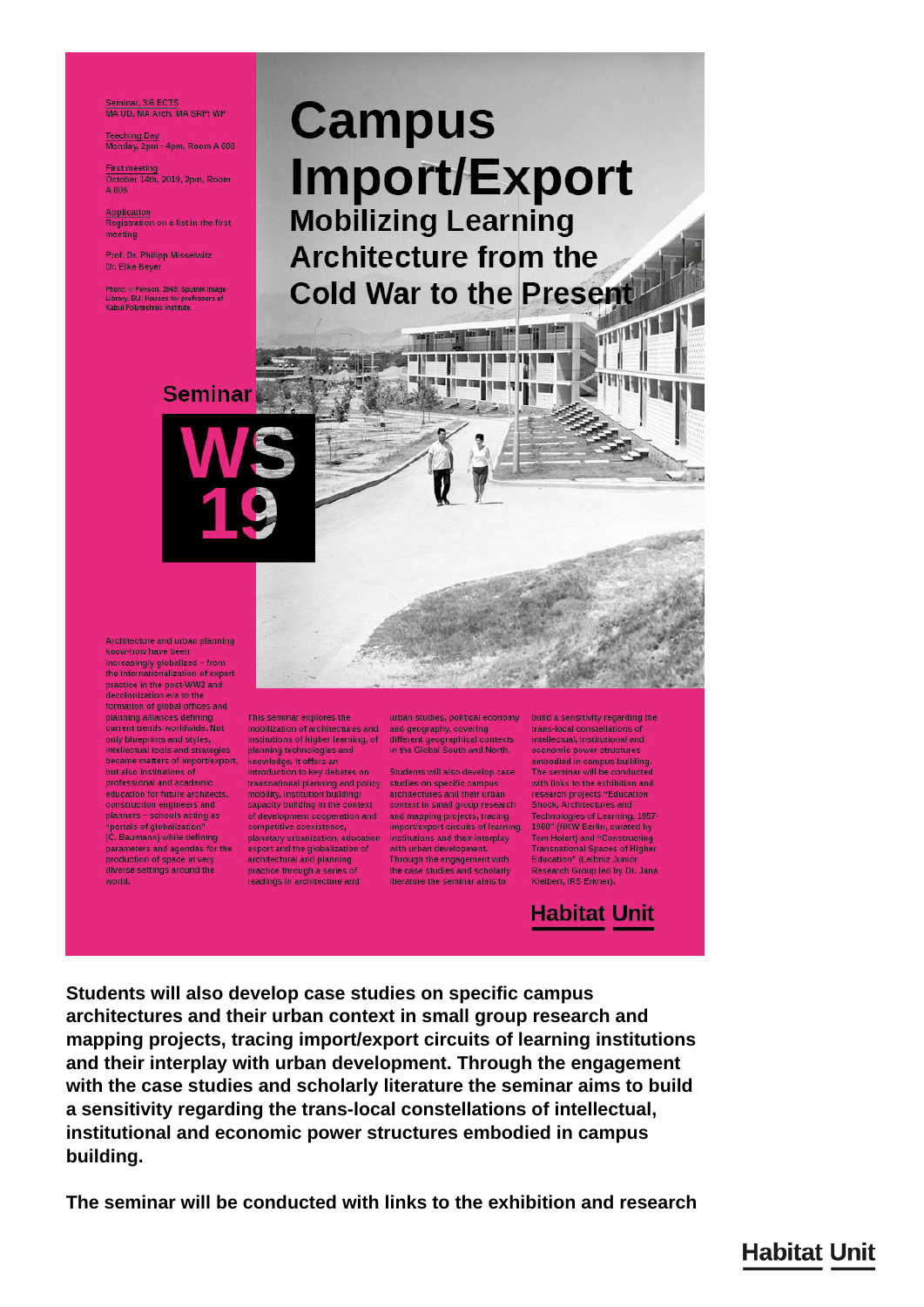Seminar, 3/6 ECTS
MA UD, MA Arch, MA SRP; WP

Teaching Day
Monday, 2pm - 4pm, Room A 608

First meeting
October 14th, 2019, 2pm, Room A 608

Application
Registration on a list in the first meeting

Prof. Dr. Philipp Misselwitz
Dr. Elke Beyer

Photo: © Penson 1965, Sputnik Image Library, BU; Houses for professors of Kabul Polytechnic Institute.

# Campus Import/Export

## Mobilizing Learning Architecture from the Cold War to the Present

Seminar

WS 19

Architecture and urban planning know-how have been increasingly globalized – from the internationalization of expert practice in the post-WW2 and decolonization era to the formation of global offices and planning alliances defining current trends worldwide. Not only blueprints and styles, intellectual tools and strategies became matters of import/export, but also institutions of professional and academic education for future architects, construction engineers and planners – schools acting as "portals of globalization" (C. Baumann) while defining parameters and agendas for the production of space in very diverse settings around the world.

This seminar explores the mobilization of architectures and institutions of higher learning, of planning technologies and knowledge. It offers an introduction to key debates on transnational planning and policy mobility, institution building/capacity building in the context of development cooperation and competitive coexistence, planetary urbanization, education export and the globalization of architectural and planning practice through a series of readings in architecture and urban studies, political economy and geography, covering different geographical contexts in the Global South and North.

Students will also develop case studies on specific campus architectures and their urban context in small group research and mapping projects, tracing import/export circuits of learning institutions and their interplay with urban development. Through the engagement with the case studies and scholarly literature the seminar aims to build a sensitivity regarding the trans-local constellations of intellectual, institutional and economic power structures embodied in campus building. The seminar will be conducted with links to the exhibition and research projects "Education Shock. Architectures and Technologies of Learning, 1957-1980" (HKW Berlin, curated by Tom Holert) and "Constructing Transnational Spaces of Higher Education" (Leibniz Junior Research Group led by Dr. Jana Kleibert, IRS Erkner).

Habitat Unit

**Students will also develop case studies on specific campus architectures and their urban context in small group research and mapping projects, tracing import/export circuits of learning institutions and their interplay with urban development. Through the engagement with the case studies and scholarly literature the seminar aims to build a sensitivity regarding the trans-local constellations of intellectual, institutional and economic power structures embodied in campus building.**

**The seminar will be conducted with links to the exhibition and research**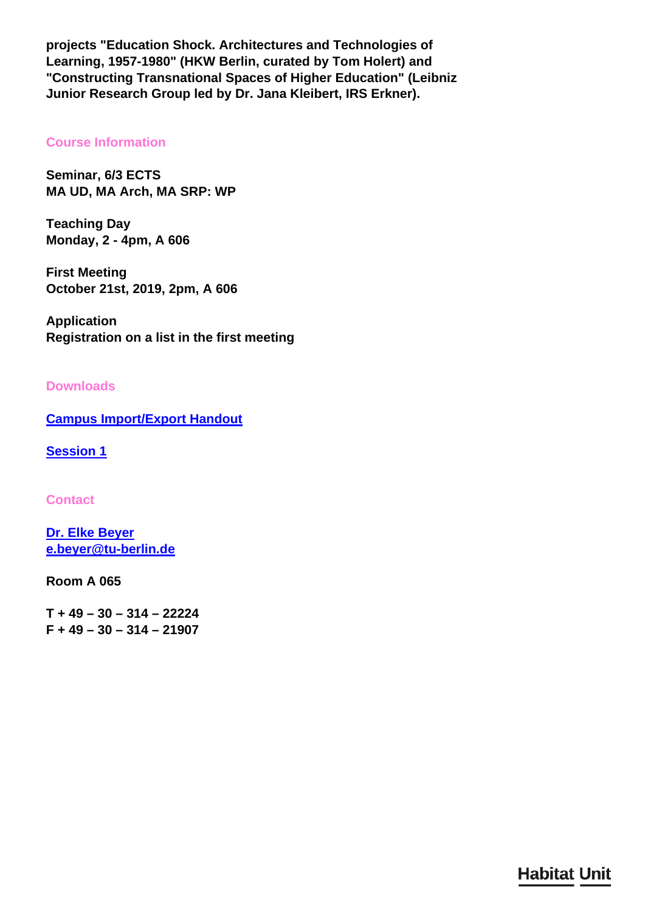**projects "Education Shock. Architectures and Technologies of Learning, 1957-1980" (HKW Berlin, curated by Tom Holert) and "Constructing Transnational Spaces of Higher Education" (Leibniz Junior Research Group led by Dr. Jana Kleibert, IRS Erkner).**

## Course Information

**Seminar, 6/3 ECTS**
**MA UD, MA Arch, MA SRP: WP**

**Teaching Day**
**Monday, 2 - 4pm, A 606**

**First Meeting**
**October 21st, 2019, 2pm, A 606**

**Application**
**Registration on a list in the first meeting**

## Downloads

**Campus Import/Export Handout**

**Session 1**

## Contact

**Dr. Elke Beyer**
**e.beyer@tu-berlin.de**

**Room A 065**

**T + 49 – 30 – 314 – 22224**
**F + 49 – 30 – 314 – 21907**

**Habitat Unit**